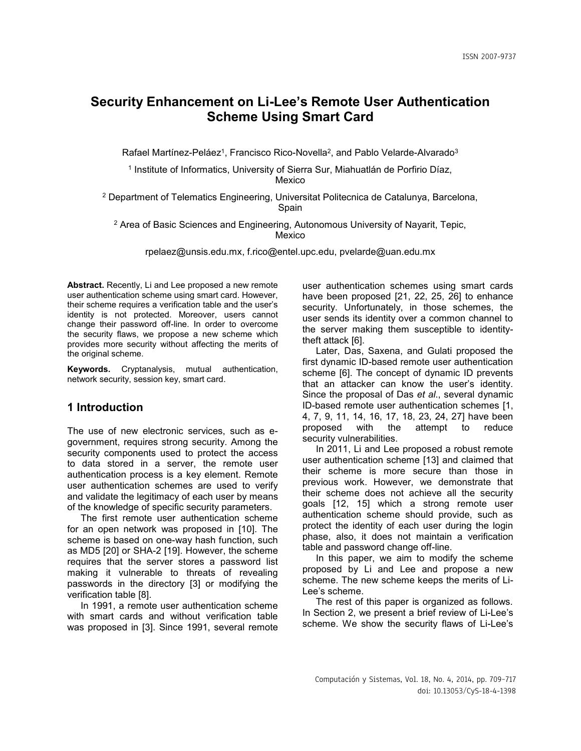# Security Enhancement on Li-Lee's Remote User Authentication Scheme Using Smart Card

Rafael Martínez-Peláez[1], Francisco Rico-Novella[2], and Pablo Velarde-Alvarado[3]

[1] Institute of Informatics, University of Sierra Sur, Miahuatlán de Porfirio Díaz, Mexico

[2] Department of Telematics Engineering, Universitat Politecnica de Catalunya, Barcelona, Spain

[2] Area of Basic Sciences and Engineering, Autonomous University of Nayarit, Tepic, Mexico

rpelaez@unsis.edu.mx, f.rico@entel.upc.edu, pvelarde@uan.edu.mx

**Abstract.** Recently, Li and Lee proposed a new remote user authentication scheme using smart card. However, their scheme requires a verification table and the user's identity is not protected. Moreover, users cannot change their password off-line. In order to overcome the security flaws, we propose a new scheme which provides more security without affecting the merits of the original scheme.

**Keywords.** Cryptanalysis, mutual authentication, network security, session key, smart card.

## 1 Introduction

The use of new electronic services, such as e-government, requires strong security. Among the security components used to protect the access to data stored in a server, the remote user authentication process is a key element. Remote user authentication schemes are used to verify and validate the legitimacy of each user by means of the knowledge of specific security parameters.

The first remote user authentication scheme for an open network was proposed in [10]. The scheme is based on one-way hash function, such as MD5 [20] or SHA-2 [19]. However, the scheme requires that the server stores a password list making it vulnerable to threats of revealing passwords in the directory [3] or modifying the verification table [8].

In 1991, a remote user authentication scheme with smart cards and without verification table was proposed in [3]. Since 1991, several remote user authentication schemes using smart cards have been proposed [21, 22, 25, 26] to enhance security. Unfortunately, in those schemes, the user sends its identity over a common channel to the server making them susceptible to identity-theft attack [6].

Later, Das, Saxena, and Gulati proposed the first dynamic ID-based remote user authentication scheme [6]. The concept of dynamic ID prevents that an attacker can know the user's identity. Since the proposal of Das *et al*., several dynamic ID-based remote user authentication schemes [1, 4, 7, 9, 11, 14, 16, 17, 18, 23, 24, 27] have been proposed with the attempt to reduce security vulnerabilities.

In 2011, Li and Lee proposed a robust remote user authentication scheme [13] and claimed that their scheme is more secure than those in previous work. However, we demonstrate that their scheme does not achieve all the security goals [12, 15] which a strong remote user authentication scheme should provide, such as protect the identity of each user during the login phase, also, it does not maintain a verification table and password change off-line.

In this paper, we aim to modify the scheme proposed by Li and Lee and propose a new scheme. The new scheme keeps the merits of Li-Lee's scheme.

The rest of this paper is organized as follows. In Section 2, we present a brief review of Li-Lee's scheme. We show the security flaws of Li-Lee's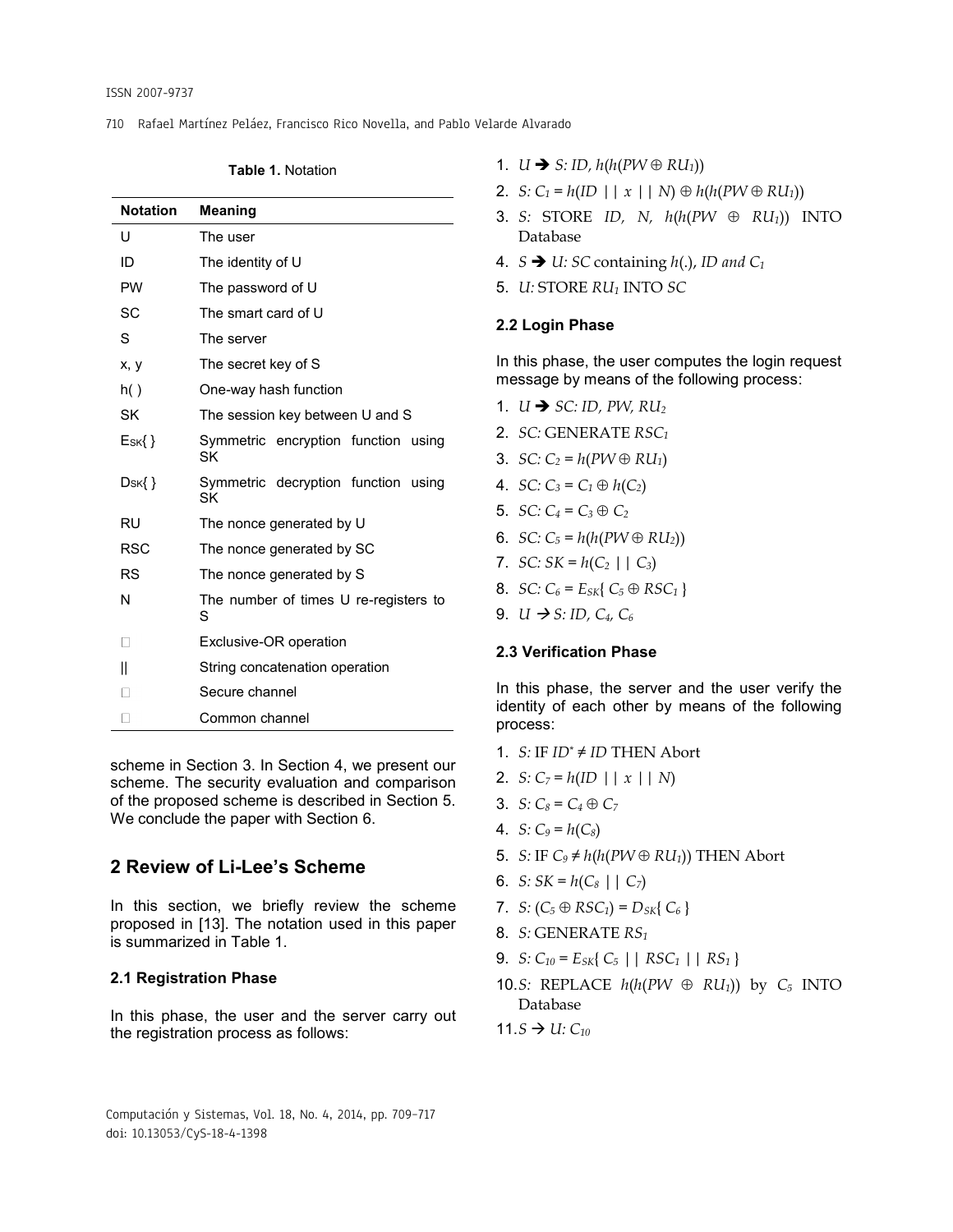**Table 1.** Notation

| Notation | Meaning |
|---|---|
| U | The user |
| ID | The identity of U |
| PW | The password of U |
| SC | The smart card of U |
| S | The server |
| x, y | The secret key of S |
| h( ) | One-way hash function |
| SK | The session key between U and S |
| $E_{SK}\{\}$ | Symmetric encryption function using SK |
| $D_{SK}\{\}$ | Symmetric decryption function using SK |
| RU | The nonce generated by U |
| RSC | The nonce generated by SC |
| RS | The nonce generated by S |
| N | The number of times U re-registers to S |
| $\oplus$ | Exclusive-OR operation |
| \|\| | String concatenation operation |
| $\Rightarrow$ | Secure channel |
| $\rightarrow$ | Common channel |

scheme in Section 3. In Section 4, we present our scheme. The security evaluation and comparison of the proposed scheme is described in Section 5. We conclude the paper with Section 6.

## 2 Review of Li-Lee's Scheme

In this section, we briefly review the scheme proposed in [13]. The notation used in this paper is summarized in Table 1.

### 2.1 Registration Phase

In this phase, the user and the server carry out the registration process as follows:

1. $U \Rightarrow S$: $ID$, $h(h(PW \oplus RU_1))$
2. $S$: $C_1 = h(ID \mid\mid x \mid\mid N) \oplus h(h(PW \oplus RU_1))$
3. $S$: STORE $ID$, $N$, $h(h(PW \oplus RU_1))$ INTO Database
4. $S \Rightarrow U$: $SC$ containing $h(.)$, $ID$ and $C_1$
5. $U$: STORE $RU_1$ INTO $SC$

### 2.2 Login Phase

In this phase, the user computes the login request message by means of the following process:

1. $U \Rightarrow SC$: $ID$, $PW$, $RU_2$
2. $SC$: GENERATE $RSC_1$
3. $SC$: $C_2 = h(PW \oplus RU_1)$
4. $SC$: $C_3 = C_1 \oplus h(C_2)$
5. $SC$: $C_4 = C_3 \oplus C_2$
6. $SC$: $C_5 = h(h(PW \oplus RU_2))$
7. $SC$: $SK = h(C_2 \mid\mid C_3)$
8. $SC$: $C_6 = E_{SK}\{ C_5 \oplus RSC_1 \}$
9. $U \rightarrow S$: $ID$, $C_4$, $C_6$

### 2.3 Verification Phase

In this phase, the server and the user verify the identity of each other by means of the following process:

1. $S$: IF $ID^* \neq ID$ THEN Abort
2. $S$: $C_7 = h(ID \mid\mid x \mid\mid N)$
3. $S$: $C_8 = C_4 \oplus C_7$
4. $S$: $C_9 = h(C_8)$
5. $S$: IF $C_9 \neq h(h(PW \oplus RU_1))$ THEN Abort
6. $S$: $SK = h(C_8 \mid\mid C_7)$
7. $S$: $(C_5 \oplus RSC_1) = D_{SK}\{ C_6 \}$
8. $S$: GENERATE $RS_1$
9. $S$: $C_{10} = E_{SK}\{ C_5 \mid\mid RSC_1 \mid\mid RS_1 \}$
10. $S$: REPLACE $h(h(PW \oplus RU_1))$ by $C_5$ INTO Database
11. $S \rightarrow U$: $C_{10}$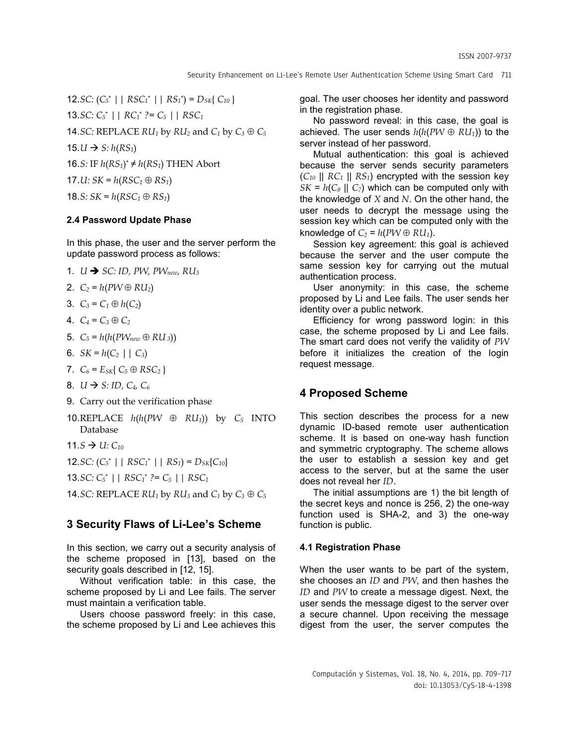12. $SC$: $(C_5^* \,||\, RSC_1^* \,||\, RS_1^*) = D_{SK}\{C_{10}\}$

13. $SC$: $C_5^* \,||\, RC_1^* \;?= C_5 \,||\, RSC_1$

14. $SC$: REPLACE $RU_1$ by $RU_2$ and $C_1$ by $C_3 \oplus C_5$

15. $U \rightarrow S$: $h(RS_1)$

16. $S$: IF $h(RS_1)^* \neq h(RS_1)$ THEN Abort

17. $U$: $SK = h(RSC_1 \oplus RS_1)$

18. $S$: $SK = h(RSC_1 \oplus RS_1)$

### 2.4 Password Update Phase

In this phase, the user and the server perform the update password process as follows:

1. $U \rightarrow SC$: $ID$, $PW$, $PW_{new}$, $RU_3$
2. $C_2 = h(PW \oplus RU_2)$
3. $C_3 = C_1 \oplus h(C_2)$
4. $C_4 = C_3 \oplus C_2$
5. $C_5 = h(h(PW_{new} \oplus RU_3))$
6. $SK = h(C_2 \,||\, C_3)$
7. $C_6 = E_{SK}\{C_5 \oplus RSC_2\}$
8. $U \rightarrow S$: $ID$, $C_4$, $C_6$
9. Carry out the verification phase
10. REPLACE $h(h(PW \oplus RU_1))$ by $C_5$ INTO Database
11. $S \rightarrow U$: $C_{10}$
12. $SC$: $(C_5^* \,||\, RSC_1^* \,||\, RS_1) = D_{SK}\{C_{10}\}$
13. $SC$: $C_5^* \,||\, RSC_1^* \;?= C_5 \,||\, RSC_1$
14. $SC$: REPLACE $RU_1$ by $RU_3$ and $C_1$ by $C_3 \oplus C_5$

## 3 Security Flaws of Li-Lee's Scheme

In this section, we carry out a security analysis of the scheme proposed in [13], based on the security goals described in [12, 15].

Without verification table: in this case, the scheme proposed by Li and Lee fails. The server must maintain a verification table.

Users choose password freely: in this case, the scheme proposed by Li and Lee achieves this goal. The user chooses her identity and password in the registration phase.

No password reveal: in this case, the goal is achieved. The user sends $h(h(PW \oplus RU_1))$ to the server instead of her password.

Mutual authentication: this goal is achieved because the server sends security parameters ($C_{10}$ || $RC_1$ || $RS_1$) encrypted with the session key $SK = h(C_8 \,||\, C_7)$ which can be computed only with the knowledge of $X$ and $N$. On the other hand, the user needs to decrypt the message using the session key which can be computed only with the knowledge of $C_2 = h(PW \oplus RU_1)$.

Session key agreement: this goal is achieved because the server and the user compute the same session key for carrying out the mutual authentication process.

User anonymity: in this case, the scheme proposed by Li and Lee fails. The user sends her identity over a public network.

Efficiency for wrong password login: in this case, the scheme proposed by Li and Lee fails. The smart card does not verify the validity of $PW$ before it initializes the creation of the login request message.

## 4 Proposed Scheme

This section describes the process for a new dynamic ID-based remote user authentication scheme. It is based on one-way hash function and symmetric cryptography. The scheme allows the user to establish a session key and get access to the server, but at the same the user does not reveal her $ID$.

The initial assumptions are 1) the bit length of the secret keys and nonce is 256, 2) the one-way function used is SHA-2, and 3) the one-way function is public.

### 4.1 Registration Phase

When the user wants to be part of the system, she chooses an $ID$ and $PW$, and then hashes the $ID$ and $PW$ to create a message digest. Next, the user sends the message digest to the server over a secure channel. Upon receiving the message digest from the user, the server computes the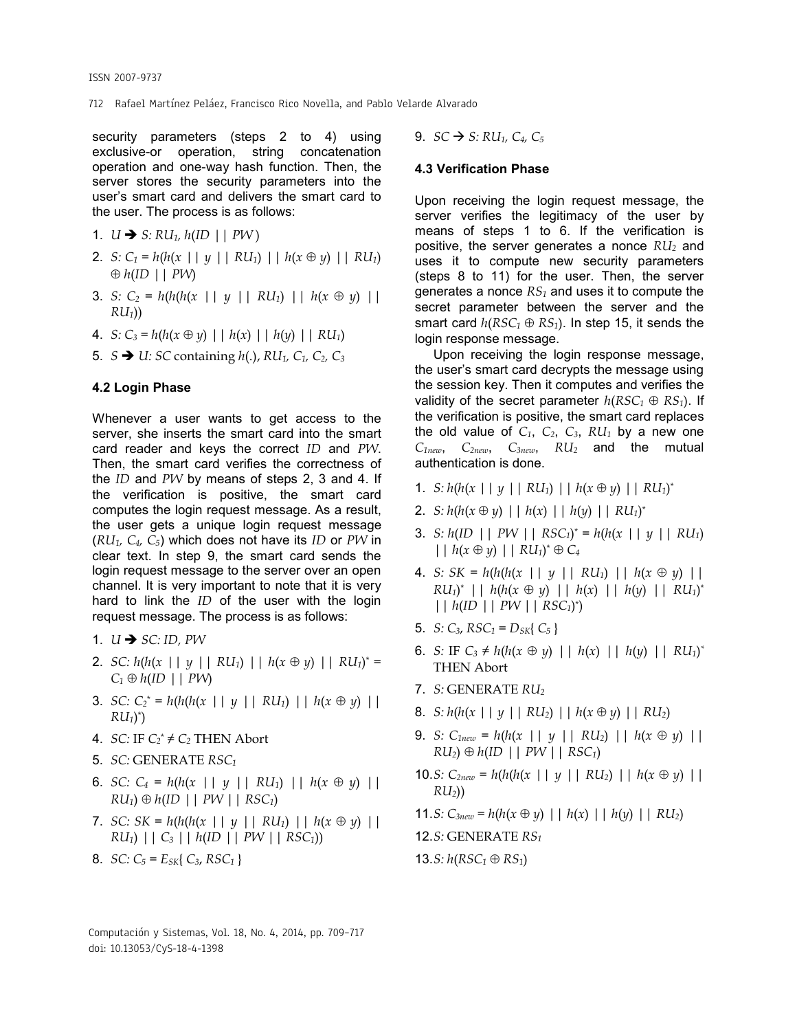security parameters (steps 2 to 4) using exclusive-or operation, string concatenation operation and one-way hash function. Then, the server stores the security parameters into the user's smart card and delivers the smart card to the user. The process is as follows:

1. $U \rightarrow S: RU_1, h(ID \,||\, PW)$
2. $S: C_1 = h(h(x \,||\, y \,||\, RU_1) \,||\, h(x \oplus y) \,||\, RU_1) \oplus h(ID \,||\, PW)$
3. $S: C_2 = h(h(h(x \,||\, y \,||\, RU_1) \,||\, h(x \oplus y) \,||\, RU_1))$
4. $S: C_3 = h(h(x \oplus y) \,||\, h(x) \,||\, h(y) \,||\, RU_1)$
5. $S \rightarrow U: SC$ containing $h(.)$, $RU_1, C_1, C_2, C_3$

### 4.2 Login Phase

Whenever a user wants to get access to the server, she inserts the smart card into the smart card reader and keys the correct $ID$ and $PW$. Then, the smart card verifies the correctness of the $ID$ and $PW$ by means of steps 2, 3 and 4. If the verification is positive, the smart card computes the login request message. As a result, the user gets a unique login request message ($RU_1, C_4, C_5$) which does not have its $ID$ or $PW$ in clear text. In step 9, the smart card sends the login request message to the server over an open channel. It is very important to note that it is very hard to link the $ID$ of the user with the login request message. The process is as follows:

1. $U \rightarrow SC: ID, PW$
2. $SC: h(h(x \,||\, y \,||\, RU_1) \,||\, h(x \oplus y) \,||\, RU_1)^* = C_1 \oplus h(ID \,||\, PW)$
3. $SC: C_2^* = h(h(h(x \,||\, y \,||\, RU_1) \,||\, h(x \oplus y) \,||\, RU_1)^*)$
4. $SC$: IF $C_2^* \neq C_2$ THEN Abort
5. $SC$: GENERATE $RSC_1$
6. $SC: C_4 = h(h(x \,||\, y \,||\, RU_1) \,||\, h(x \oplus y) \,||\, RU_1) \oplus h(ID \,||\, PW \,||\, RSC_1)$
7. $SC: SK = h(h(h(x \,||\, y \,||\, RU_1) \,||\, h(x \oplus y) \,||\, RU_1) \,||\, C_3 \,||\, h(ID \,||\, PW \,||\, RSC_1))$
8. $SC: C_5 = E_{SK}\{ C_3, RSC_1 \}$
9. $SC \rightarrow S: RU_1, C_4, C_5$

### 4.3 Verification Phase

Upon receiving the login request message, the server verifies the legitimacy of the user by means of steps 1 to 6. If the verification is positive, the server generates a nonce $RU_2$ and uses it to compute new security parameters (steps 8 to 11) for the user. Then, the server generates a nonce $RS_1$ and uses it to compute the secret parameter between the server and the smart card $h(RSC_1 \oplus RS_1)$. In step 15, it sends the login response message.

Upon receiving the login response message, the user's smart card decrypts the message using the session key. Then it computes and verifies the validity of the secret parameter $h(RSC_1 \oplus RS_1)$. If the verification is positive, the smart card replaces the old value of $C_1$, $C_2$, $C_3$, $RU_1$ by a new one $C_{1new}$, $C_{2new}$, $C_{3new}$, $RU_2$ and the mutual authentication is done.

1. $S: h(h(x \,||\, y \,||\, RU_1) \,||\, h(x \oplus y) \,||\, RU_1)^*$
2. $S: h(h(x \oplus y) \,||\, h(x) \,||\, h(y) \,||\, RU_1)^*$
3. $S: h(ID \,||\, PW \,||\, RSC_1)^* = h(h(x \,||\, y \,||\, RU_1) \,||\, h(x \oplus y) \,||\, RU_1)^* \oplus C_4$
4. $S: SK = h(h(h(x \,||\, y \,||\, RU_1) \,||\, h(x \oplus y) \,||\, RU_1)^* \,||\, h(h(x \oplus y) \,||\, h(x) \,||\, h(y) \,||\, RU_1)^* \,||\, h(ID \,||\, PW \,||\, RSC_1)^*)$
5. $S: C_3, RSC_1 = D_{SK}\{ C_5 \}$
6. $S$: IF $C_3 \neq h(h(x \oplus y) \,||\, h(x) \,||\, h(y) \,||\, RU_1)^*$ THEN Abort
7. $S$: GENERATE $RU_2$
8. $S: h(h(x \,||\, y \,||\, RU_2) \,||\, h(x \oplus y) \,||\, RU_2)$
9. $S: C_{1new} = h(h(x \,||\, y \,||\, RU_2) \,||\, h(x \oplus y) \,||\, RU_2) \oplus h(ID \,||\, PW \,||\, RSC_1)$
10. $S: C_{2new} = h(h(h(x \,||\, y \,||\, RU_2) \,||\, h(x \oplus y) \,||\, RU_2))$
11. $S: C_{3new} = h(h(x \oplus y) \,||\, h(x) \,||\, h(y) \,||\, RU_2)$
12. $S$: GENERATE $RS_1$
13. $S: h(RSC_1 \oplus RS_1)$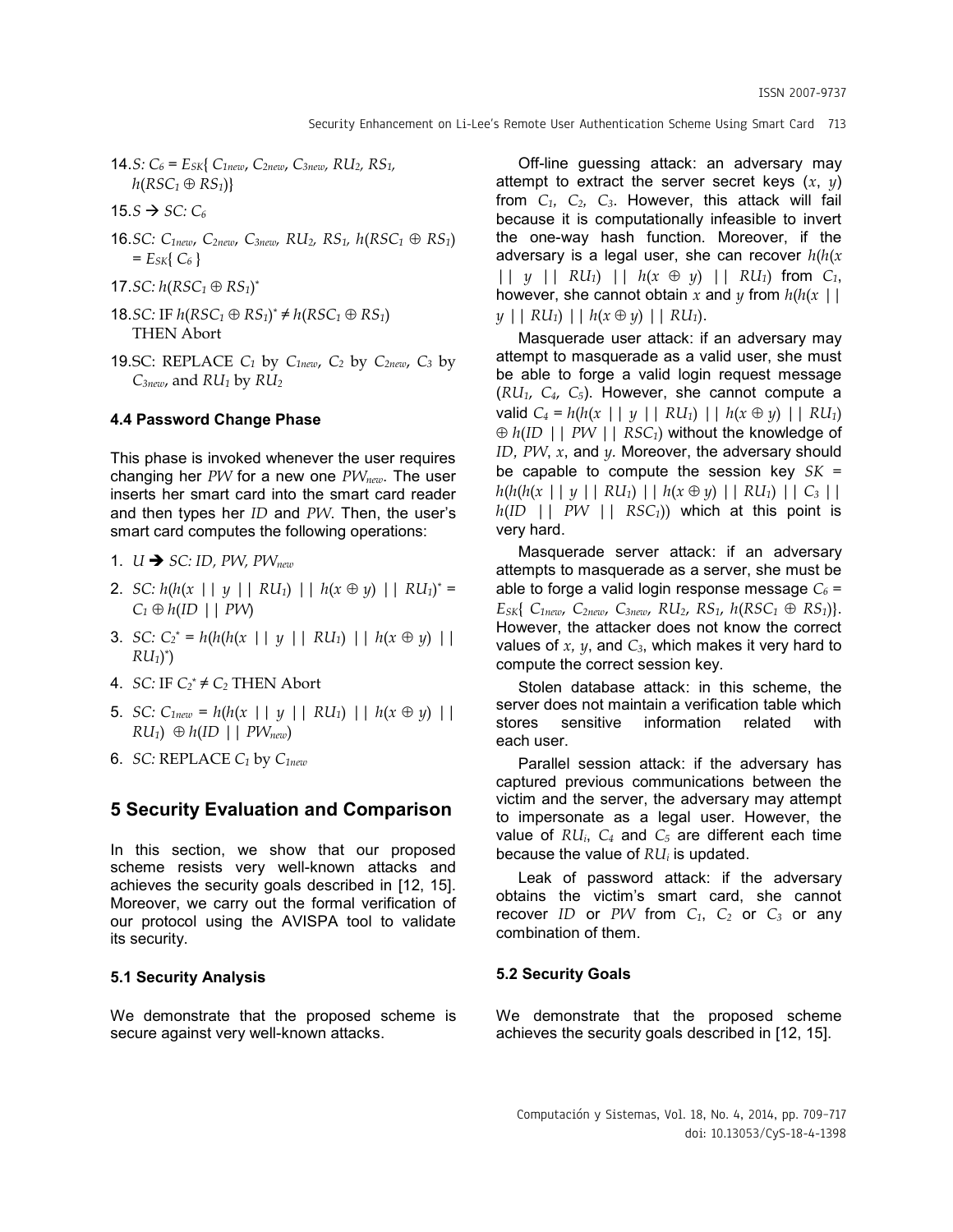14. $S$: $C_6 = E_{SK}\{C_{1new}, C_{2new}, C_{3new}, RU_2, RS_1, h(RSC_1 \oplus RS_1)\}$

15. $S \rightarrow SC$: $C_6$

16. $SC$: $C_{1new}, C_{2new}, C_{3new}, RU_2, RS_1, h(RSC_1 \oplus RS_1) = E_{SK}\{C_6\}$

17. $SC$: $h(RSC_1 \oplus RS_1)^*$

18. $SC$: IF $h(RSC_1 \oplus RS_1)^* \neq h(RSC_1 \oplus RS_1)$ THEN Abort

19. SC: REPLACE $C_1$ by $C_{1new}$, $C_2$ by $C_{2new}$, $C_3$ by $C_{3new}$, and $RU_1$ by $RU_2$

### 4.4 Password Change Phase

This phase is invoked whenever the user requires changing her $PW$ for a new one $PW_{new}$. The user inserts her smart card into the smart card reader and then types her $ID$ and $PW$. Then, the user's smart card computes the following operations:

1. $U \rightarrow SC$: $ID, PW, PW_{new}$
2. $SC$: $h(h(x \,||\, y \,||\, RU_1) \,||\, h(x \oplus y) \,||\, RU_1)^* = C_1 \oplus h(ID \,||\, PW)$
3. $SC$: $C_2^* = h(h(h(x \,||\, y \,||\, RU_1) \,||\, h(x \oplus y) \,||\, RU_1)^*)$
4. $SC$: IF $C_2^* \neq C_2$ THEN Abort
5. $SC$: $C_{1new} = h(h(x \,||\, y \,||\, RU_1) \,||\, h(x \oplus y) \,||\, RU_1) \oplus h(ID \,||\, PW_{new})$
6. $SC$: REPLACE $C_1$ by $C_{1new}$

## 5 Security Evaluation and Comparison

In this section, we show that our proposed scheme resists very well-known attacks and achieves the security goals described in [12, 15]. Moreover, we carry out the formal verification of our protocol using the AVISPA tool to validate its security.

### 5.1 Security Analysis

We demonstrate that the proposed scheme is secure against very well-known attacks.

Off-line guessing attack: an adversary may attempt to extract the server secret keys ($x$, $y$) from $C_1$, $C_2$, $C_3$. However, this attack will fail because it is computationally infeasible to invert the one-way hash function. Moreover, if the adversary is a legal user, she can recover $h(h(x \,||\, y \,||\, RU_1) \,||\, h(x \oplus y) \,||\, RU_1)$ from $C_1$, however, she cannot obtain $x$ and $y$ from $h(h(x \,||\, y \,||\, RU_1) \,||\, h(x \oplus y) \,||\, RU_1)$.

Masquerade user attack: if an adversary may attempt to masquerade as a valid user, she must be able to forge a valid login request message ($RU_1$, $C_4$, $C_5$). However, she cannot compute a valid $C_4 = h(h(x \,||\, y \,||\, RU_1) \,||\, h(x \oplus y) \,||\, RU_1) \oplus h(ID \,||\, PW \,||\, RSC_1)$ without the knowledge of $ID$, $PW$, $x$, and $y$. Moreover, the adversary should be capable to compute the session key $SK = h(h(h(x \,||\, y \,||\, RU_1) \,||\, h(x \oplus y) \,||\, RU_1) \,||\, C_3 \,||\, h(ID \,||\, PW \,||\, RSC_1))$ which at this point is very hard.

Masquerade server attack: if an adversary attempts to masquerade as a server, she must be able to forge a valid login response message $C_6 = E_{SK}\{C_{1new}, C_{2new}, C_{3new}, RU_2, RS_1, h(RSC_1 \oplus RS_1)\}$. However, the attacker does not know the correct values of $x$, $y$, and $C_3$, which makes it very hard to compute the correct session key.

Stolen database attack: in this scheme, the server does not maintain a verification table which stores sensitive information related with each user.

Parallel session attack: if the adversary has captured previous communications between the victim and the server, the adversary may attempt to impersonate as a legal user. However, the value of $RU_i$, $C_4$ and $C_5$ are different each time because the value of $RU_i$ is updated.

Leak of password attack: if the adversary obtains the victim's smart card, she cannot recover $ID$ or $PW$ from $C_1$, $C_2$ or $C_3$ or any combination of them.

### 5.2 Security Goals

We demonstrate that the proposed scheme achieves the security goals described in [12, 15].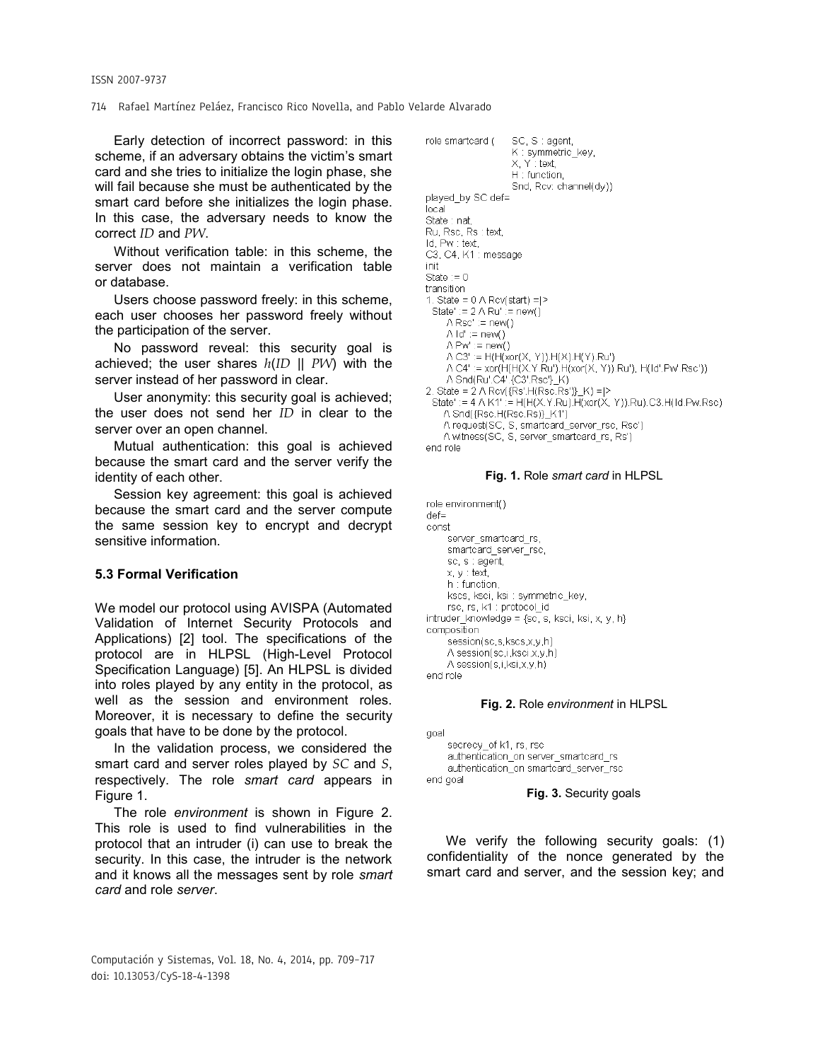Early detection of incorrect password: in this scheme, if an adversary obtains the victim's smart card and she tries to initialize the login phase, she will fail because she must be authenticated by the smart card before she initializes the login phase. In this case, the adversary needs to know the correct *ID* and *PW*.

Without verification table: in this scheme, the server does not maintain a verification table or database.

Users choose password freely: in this scheme, each user chooses her password freely without the participation of the server.

No password reveal: this security goal is achieved; the user shares $h(ID \parallel PW)$ with the server instead of her password in clear.

User anonymity: this security goal is achieved; the user does not send her *ID* in clear to the server over an open channel.

Mutual authentication: this goal is achieved because the smart card and the server verify the identity of each other.

Session key agreement: this goal is achieved because the smart card and the server compute the same session key to encrypt and decrypt sensitive information.

### 5.3 Formal Verification

We model our protocol using AVISPA (Automated Validation of Internet Security Protocols and Applications) [2] tool. The specifications of the protocol are in HLPSL (High-Level Protocol Specification Language) [5]. An HLPSL is divided into roles played by any entity in the protocol, as well as the session and environment roles. Moreover, it is necessary to define the security goals that have to be done by the protocol.

In the validation process, we considered the smart card and server roles played by *SC* and *S*, respectively. The role *smart card* appears in Figure 1.

The role *environment* is shown in Figure 2. This role is used to find vulnerabilities in the protocol that an intruder (i) can use to break the security. In this case, the intruder is the network and it knows all the messages sent by role *smart card* and role *server*.

```
role smartcard (    SC, S : agent,
                    K : symmetric_key,
                    X, Y : text,
                    H : function,
                    Snd, Rcv: channel(dy))
played_by SC def=
local
State : nat,
Ru, Rsc, Rs : text,
Id, Pw : text,
C3, C4, K1 : message
init
State := 0
transition
1. State = 0 /\ Rcv(start) =|>
  State' := 2 /\ Ru' := new()
     /\ Rsc' := new()
     /\ Id' := new()
     /\ Pw' := new()
     /\ C3' := H(H(xor(X, Y)).H(X).H(Y).Ru')
     /\ C4' := xor(H(H(X.Y.Ru').H(xor(X, Y)).Ru'), H(Id'.Pw'.Rsc'))
     /\ Snd(Ru'.C4'.{C3'.Rsc'}_K)
2. State = 2 /\ Rcv({Rs'.H(Rsc.Rs')}_K) =|>
  State' := 4 /\ K1' := H(H(X.Y.Ru).H(xor(X, Y)).Ru).C3.H(Id.Pw.Rsc)
     /\ Snd({Rsc.H(Rsc.Rs)}_K1')
     /\ request(SC, S, smartcard_server_rsc, Rsc')
     /\ witness(SC, S, server_smartcard_rs, Rs')
end role
```

**Fig. 1.** Role *smart card* in HLPSL

```
role environment()
def=
const
     server_smartcard_rs,
     smartcard_server_rsc,
     sc, s : agent,
     x, y : text,
     h : function,
     kscs, ksci, ksi : symmetric_key,
     rsc, rs, k1 : protocol_id
intruder_knowledge = {sc, s, ksci, ksi, x, y, h}
composition
     session(sc,s,kscs,x,y,h)
     /\ session(sc,i,ksci,x,y,h)
     /\ session(s,i,ksi,x,y,h)
end role
```

**Fig. 2.** Role *environment* in HLPSL

```
goal
     secrecy_of k1, rs, rsc
     authentication_on server_smartcard_rs
     authentication_on smartcard_server_rsc
end goal
```

**Fig. 3.** Security goals

We verify the following security goals: (1) confidentiality of the nonce generated by the smart card and server, and the session key; and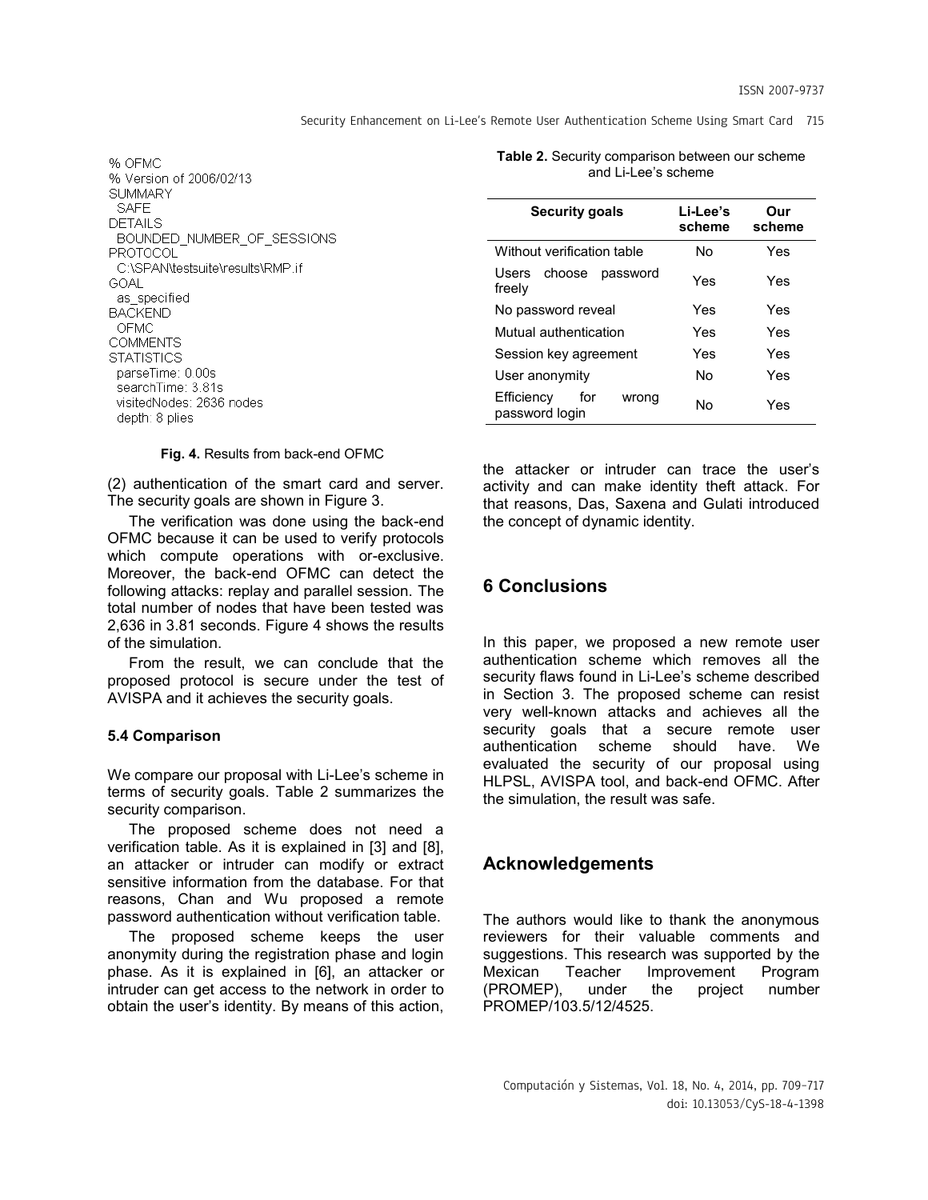```
% OFMC
% Version of 2006/02/13
SUMMARY
  SAFE
DETAILS
  BOUNDED_NUMBER_OF_SESSIONS
PROTOCOL
  C:\SPAN\testsuite\results\RMP.if
GOAL
  as_specified
BACKEND
  OFMC
COMMENTS
STATISTICS
  parseTime: 0.00s
  searchTime: 3.81s
  visitedNodes: 2636 nodes
  depth: 8 plies
```

**Fig. 4.** Results from back-end OFMC

(2) authentication of the smart card and server. The security goals are shown in Figure 3.

The verification was done using the back-end OFMC because it can be used to verify protocols which compute operations with or-exclusive. Moreover, the back-end OFMC can detect the following attacks: replay and parallel session. The total number of nodes that have been tested was 2,636 in 3.81 seconds. Figure 4 shows the results of the simulation.

From the result, we can conclude that the proposed protocol is secure under the test of AVISPA and it achieves the security goals.

### 5.4 Comparison

We compare our proposal with Li-Lee's scheme in terms of security goals. Table 2 summarizes the security comparison.

The proposed scheme does not need a verification table. As it is explained in [3] and [8], an attacker or intruder can modify or extract sensitive information from the database. For that reasons, Chan and Wu proposed a remote password authentication without verification table.

The proposed scheme keeps the user anonymity during the registration phase and login phase. As it is explained in [6], an attacker or intruder can get access to the network in order to obtain the user's identity. By means of this action, the attacker or intruder can trace the user's activity and can make identity theft attack. For that reasons, Das, Saxena and Gulati introduced the concept of dynamic identity.

**Table 2.** Security comparison between our scheme and Li-Lee's scheme

| Security goals | Li-Lee's scheme | Our scheme |
|---|---|---|
| Without verification table | No | Yes |
| Users choose password freely | Yes | Yes |
| No password reveal | Yes | Yes |
| Mutual authentication | Yes | Yes |
| Session key agreement | Yes | Yes |
| User anonymity | No | Yes |
| Efficiency for wrong password login | No | Yes |

## 6 Conclusions

In this paper, we proposed a new remote user authentication scheme which removes all the security flaws found in Li-Lee's scheme described in Section 3. The proposed scheme can resist very well-known attacks and achieves all the security goals that a secure remote user authentication scheme should have. We evaluated the security of our proposal using HLPSL, AVISPA tool, and back-end OFMC. After the simulation, the result was safe.

## Acknowledgements

The authors would like to thank the anonymous reviewers for their valuable comments and suggestions. This research was supported by the Mexican Teacher Improvement Program (PROMEP), under the project number PROMEP/103.5/12/4525.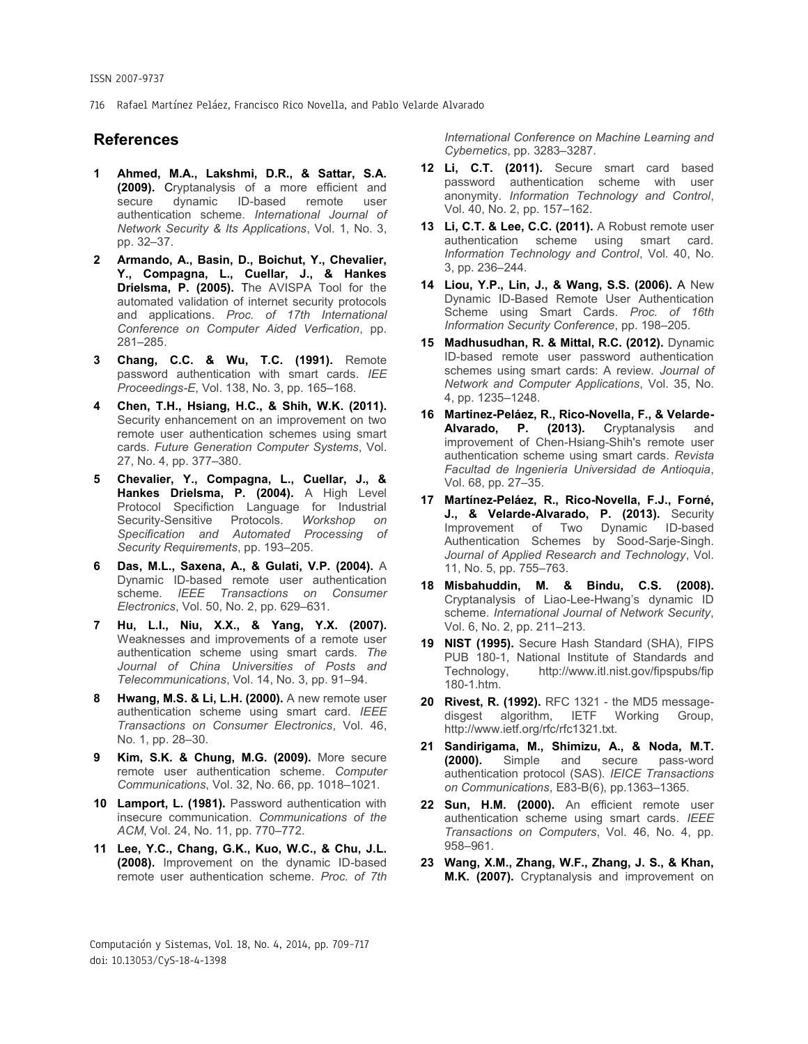## References

1. **Ahmed, M.A., Lakshmi, D.R., & Sattar, S.A. (2009).** Cryptanalysis of a more efficient and secure dynamic ID-based remote user authentication scheme. *International Journal of Network Security & Its Applications*, Vol. 1, No. 3, pp. 32–37.
2. **Armando, A., Basin, D., Boichut, Y., Chevalier, Y., Compagna, L., Cuellar, J., & Hankes Drielsma, P. (2005).** The AVISPA Tool for the automated validation of internet security protocols and applications. *Proc. of 17th International Conference on Computer Aided Verfication*, pp. 281–285.
3. **Chang, C.C. & Wu, T.C. (1991).** Remote password authentication with smart cards. *IEE Proceedings-E*, Vol. 138, No. 3, pp. 165–168.
4. **Chen, T.H., Hsiang, H.C., & Shih, W.K. (2011).** Security enhancement on an improvement on two remote user authentication schemes using smart cards. *Future Generation Computer Systems*, Vol. 27, No. 4, pp. 377–380.
5. **Chevalier, Y., Compagna, L., Cuellar, J., & Hankes Drielsma, P. (2004).** A High Level Protocol Specifiction Language for Industrial Security-Sensitive Protocols. *Workshop on Specification and Automated Processing of Security Requirements*, pp. 193–205.
6. **Das, M.L., Saxena, A., & Gulati, V.P. (2004).** A Dynamic ID-based remote user authentication scheme. *IEEE Transactions on Consumer Electronics*, Vol. 50, No. 2, pp. 629–631.
7. **Hu, L.l., Niu, X.X., & Yang, Y.X. (2007).** Weaknesses and improvements of a remote user authentication scheme using smart cards. *The Journal of China Universities of Posts and Telecommunications*, Vol. 14, No. 3, pp. 91–94.
8. **Hwang, M.S. & Li, L.H. (2000).** A new remote user authentication scheme using smart card. *IEEE Transactions on Consumer Electronics*, Vol. 46, No. 1, pp. 28–30.
9. **Kim, S.K. & Chung, M.G. (2009).** More secure remote user authentication scheme. *Computer Communications*, Vol. 32, No. 66, pp. 1018–1021.
10. **Lamport, L. (1981).** Password authentication with insecure communication. *Communications of the ACM*, Vol. 24, No. 11, pp. 770–772.
11. **Lee, Y.C., Chang, G.K., Kuo, W.C., & Chu, J.L. (2008).** Improvement on the dynamic ID-based remote user authentication scheme. *Proc. of 7th International Conference on Machine Learning and Cybernetics*, pp. 3283–3287.
12. **Li, C.T. (2011).** Secure smart card based password authentication scheme with user anonymity. *Information Technology and Control*, Vol. 40, No. 2, pp. 157–162.
13. **Li, C.T. & Lee, C.C. (2011).** A Robust remote user authentication scheme using smart card. *Information Technology and Control*, Vol. 40, No. 3, pp. 236–244.
14. **Liou, Y.P., Lin, J., & Wang, S.S. (2006).** A New Dynamic ID-Based Remote User Authentication Scheme using Smart Cards. *Proc. of 16th Information Security Conference*, pp. 198–205.
15. **Madhusudhan, R. & Mittal, R.C. (2012).** Dynamic ID-based remote user password authentication schemes using smart cards: A review. *Journal of Network and Computer Applications*, Vol. 35, No. 4, pp. 1235–1248.
16. **Martinez-Peláez, R., Rico-Novella, F., & Velarde-Alvarado, P. (2013).** Cryptanalysis and improvement of Chen-Hsiang-Shih's remote user authentication scheme using smart cards. *Revista Facultad de Ingeniería Universidad de Antioquia*, Vol. 68, pp. 27–35.
17. **Martínez-Peláez, R., Rico-Novella, F.J., Forné, J., & Velarde-Alvarado, P. (2013).** Security Improvement of Two Dynamic ID-based Authentication Schemes by Sood-Sarje-Singh. *Journal of Applied Research and Technology*, Vol. 11, No. 5, pp. 755–763.
18. **Misbahuddin, M. & Bindu, C.S. (2008).** Cryptanalysis of Liao-Lee-Hwang's dynamic ID scheme. *International Journal of Network Security*, Vol. 6, No. 2, pp. 211–213.
19. **NIST (1995).** Secure Hash Standard (SHA), FIPS PUB 180-1, National Institute of Standards and Technology, http://www.itl.nist.gov/fipspubs/fip180-1.htm.
20. **Rivest, R. (1992).** RFC 1321 - the MD5 message-disgest algorithm, IETF Working Group, http://www.ietf.org/rfc/rfc1321.txt.
21. **Sandirigama, M., Shimizu, A., & Noda, M.T. (2000).** Simple and secure pass-word authentication protocol (SAS). *IEICE Transactions on Communications*, E83-B(6), pp.1363–1365.
22. **Sun, H.M. (2000).** An efficient remote user authentication scheme using smart cards. *IEEE Transactions on Computers*, Vol. 46, No. 4, pp. 958–961.
23. **Wang, X.M., Zhang, W.F., Zhang, J. S., & Khan, M.K. (2007).** Cryptanalysis and improvement on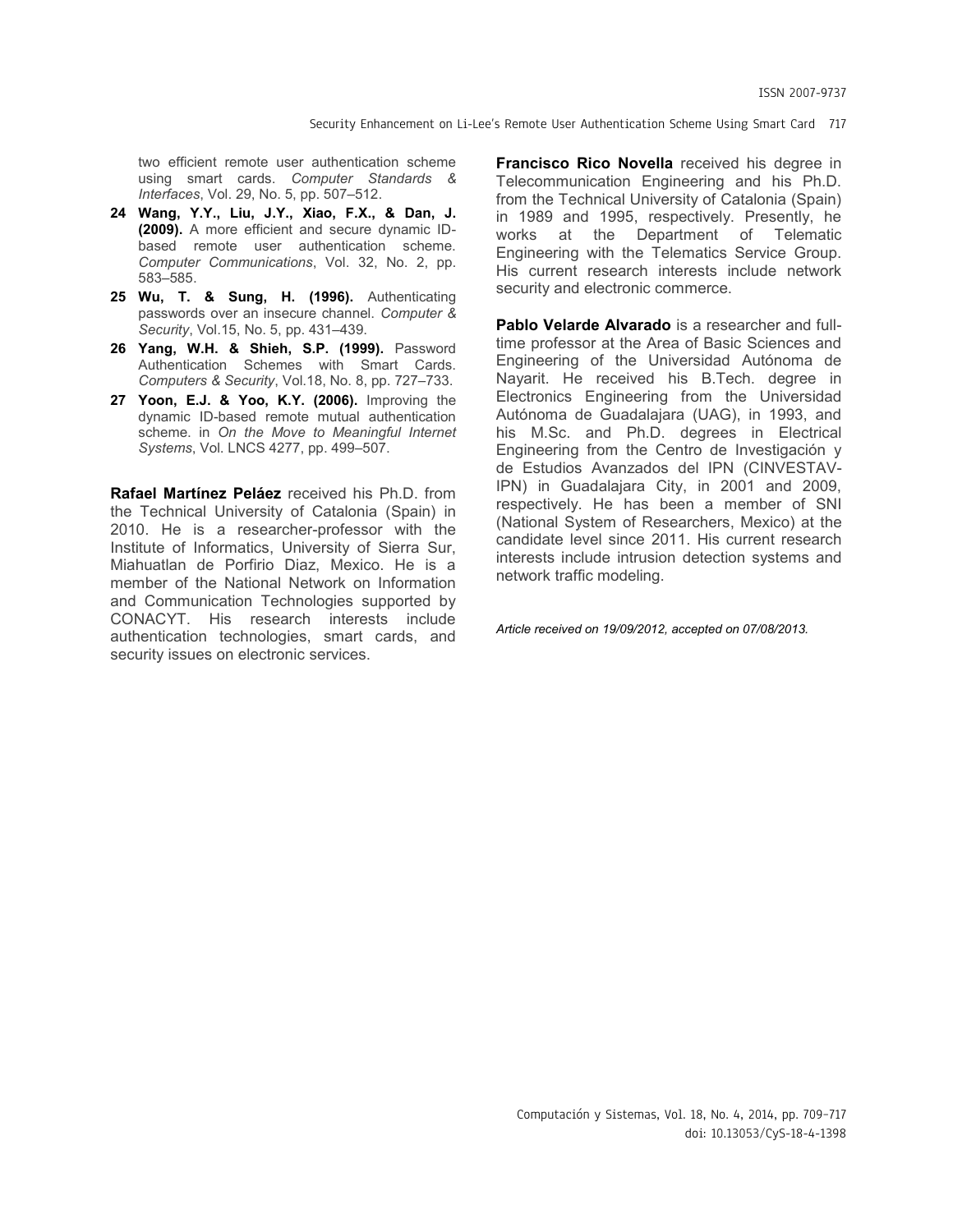two efficient remote user authentication scheme using smart cards. *Computer Standards & Interfaces*, Vol. 29, No. 5, pp. 507–512.

**24 Wang, Y.Y., Liu, J.Y., Xiao, F.X., & Dan, J. (2009).** A more efficient and secure dynamic ID-based remote user authentication scheme. *Computer Communications*, Vol. 32, No. 2, pp. 583–585.

**25 Wu, T. & Sung, H. (1996).** Authenticating passwords over an insecure channel. *Computer & Security*, Vol.15, No. 5, pp. 431–439.

**26 Yang, W.H. & Shieh, S.P. (1999).** Password Authentication Schemes with Smart Cards. *Computers & Security*, Vol.18, No. 8, pp. 727–733.

**27 Yoon, E.J. & Yoo, K.Y. (2006).** Improving the dynamic ID-based remote mutual authentication scheme. in *On the Move to Meaningful Internet Systems*, Vol. LNCS 4277, pp. 499–507.

**Rafael Martínez Peláez** received his Ph.D. from the Technical University of Catalonia (Spain) in 2010. He is a researcher-professor with the Institute of Informatics, University of Sierra Sur, Miahuatlan de Porfirio Diaz, Mexico. He is a member of the National Network on Information and Communication Technologies supported by CONACYT. His research interests include authentication technologies, smart cards, and security issues on electronic services.

**Francisco Rico Novella** received his degree in Telecommunication Engineering and his Ph.D. from the Technical University of Catalonia (Spain) in 1989 and 1995, respectively. Presently, he works at the Department of Telematic Engineering with the Telematics Service Group. His current research interests include network security and electronic commerce.

**Pablo Velarde Alvarado** is a researcher and full-time professor at the Area of Basic Sciences and Engineering of the Universidad Autónoma de Nayarit. He received his B.Tech. degree in Electronics Engineering from the Universidad Autónoma de Guadalajara (UAG), in 1993, and his M.Sc. and Ph.D. degrees in Electrical Engineering from the Centro de Investigación y de Estudios Avanzados del IPN (CINVESTAV-IPN) in Guadalajara City, in 2001 and 2009, respectively. He has been a member of SNI (National System of Researchers, Mexico) at the candidate level since 2011. His current research interests include intrusion detection systems and network traffic modeling.

*Article received on 19/09/2012, accepted on 07/08/2013.*